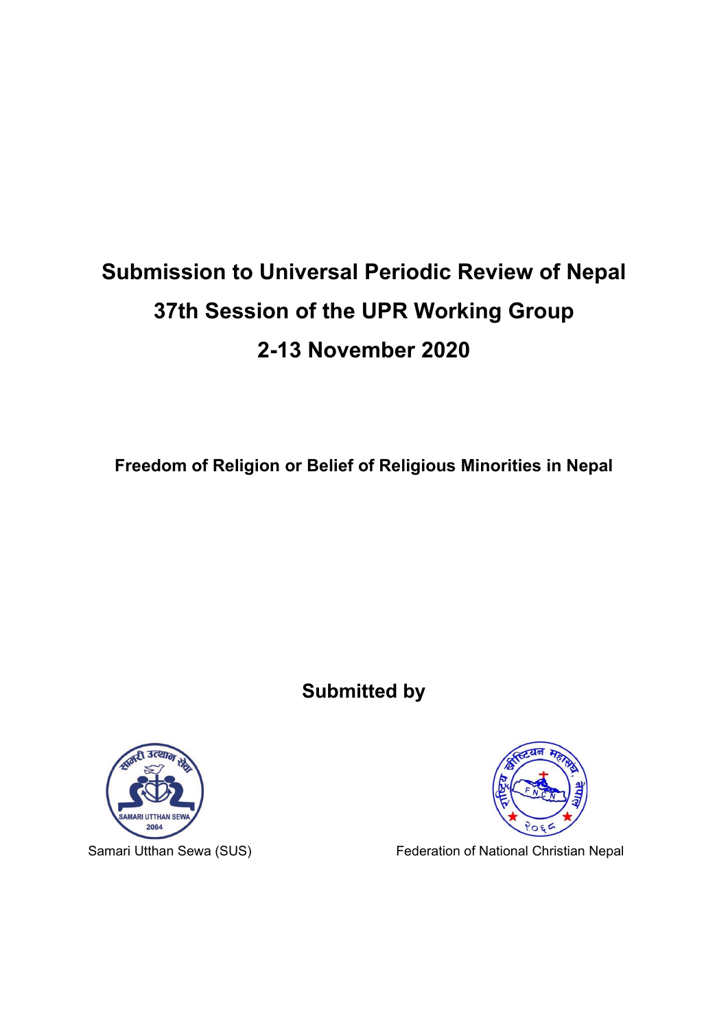# Submission to Universal Periodic Review of Nepal

# 37th Session of the UPR Working Group

# 2-13 November 2020

**Freedom of Religion or Belief of Religious Minorities in Nepal**

**Submitted by**

Samari Utthan Sewa (SUS)

Federation of National Christian Nepal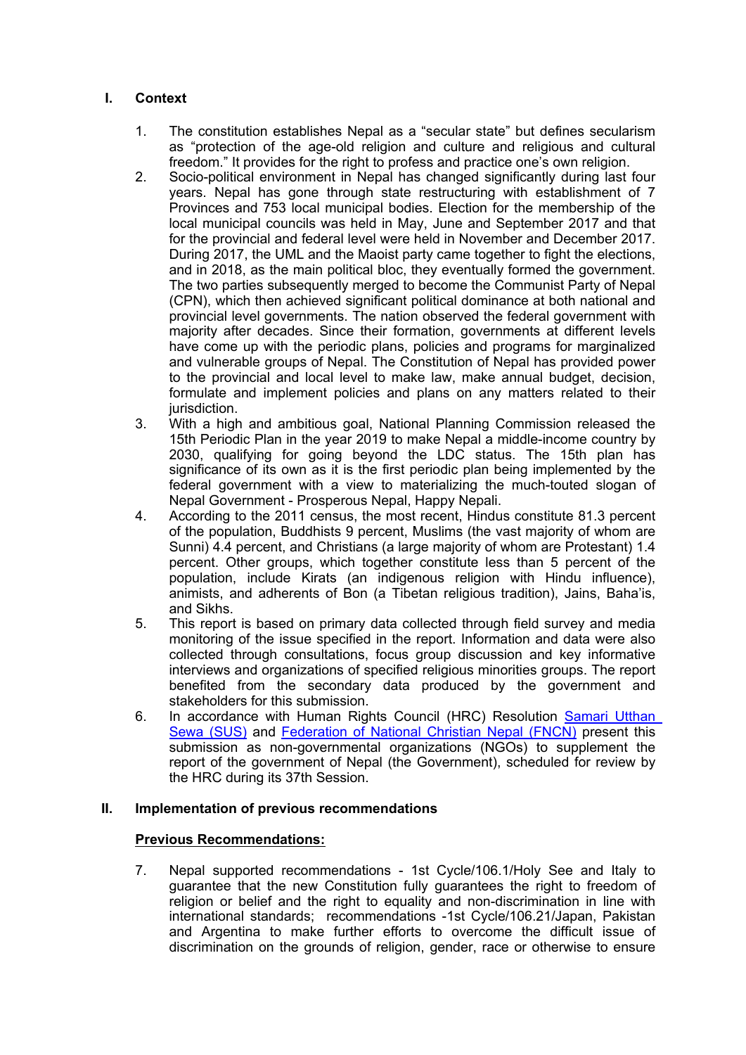## I. Context

1. The constitution establishes Nepal as a "secular state" but defines secularism as "protection of the age-old religion and culture and religious and cultural freedom." It provides for the right to profess and practice one's own religion.
2. Socio-political environment in Nepal has changed significantly during last four years. Nepal has gone through state restructuring with establishment of 7 Provinces and 753 local municipal bodies. Election for the membership of the local municipal councils was held in May, June and September 2017 and that for the provincial and federal level were held in November and December 2017. During 2017, the UML and the Maoist party came together to fight the elections, and in 2018, as the main political bloc, they eventually formed the government. The two parties subsequently merged to become the Communist Party of Nepal (CPN), which then achieved significant political dominance at both national and provincial level governments. The nation observed the federal government with majority after decades. Since their formation, governments at different levels have come up with the periodic plans, policies and programs for marginalized and vulnerable groups of Nepal. The Constitution of Nepal has provided power to the provincial and local level to make law, make annual budget, decision, formulate and implement policies and plans on any matters related to their jurisdiction.
3. With a high and ambitious goal, National Planning Commission released the 15th Periodic Plan in the year 2019 to make Nepal a middle-income country by 2030, qualifying for going beyond the LDC status. The 15th plan has significance of its own as it is the first periodic plan being implemented by the federal government with a view to materializing the much-touted slogan of Nepal Government - Prosperous Nepal, Happy Nepali.
4. According to the 2011 census, the most recent, Hindus constitute 81.3 percent of the population, Buddhists 9 percent, Muslims (the vast majority of whom are Sunni) 4.4 percent, and Christians (a large majority of whom are Protestant) 1.4 percent. Other groups, which together constitute less than 5 percent of the population, include Kirats (an indigenous religion with Hindu influence), animists, and adherents of Bon (a Tibetan religious tradition), Jains, Baha'is, and Sikhs.
5. This report is based on primary data collected through field survey and media monitoring of the issue specified in the report. Information and data were also collected through consultations, focus group discussion and key informative interviews and organizations of specified religious minorities groups. The report benefited from the secondary data produced by the government and stakeholders for this submission.
6. In accordance with Human Rights Council (HRC) Resolution Samari Utthan Sewa (SUS) and Federation of National Christian Nepal (FNCN) present this submission as non-governmental organizations (NGOs) to supplement the report of the government of Nepal (the Government), scheduled for review by the HRC during its 37th Session.

## II. Implementation of previous recommendations

**Previous Recommendations:**

7. Nepal supported recommendations - 1st Cycle/106.1/Holy See and Italy to guarantee that the new Constitution fully guarantees the right to freedom of religion or belief and the right to equality and non-discrimination in line with international standards; recommendations -1st Cycle/106.21/Japan, Pakistan and Argentina to make further efforts to overcome the difficult issue of discrimination on the grounds of religion, gender, race or otherwise to ensure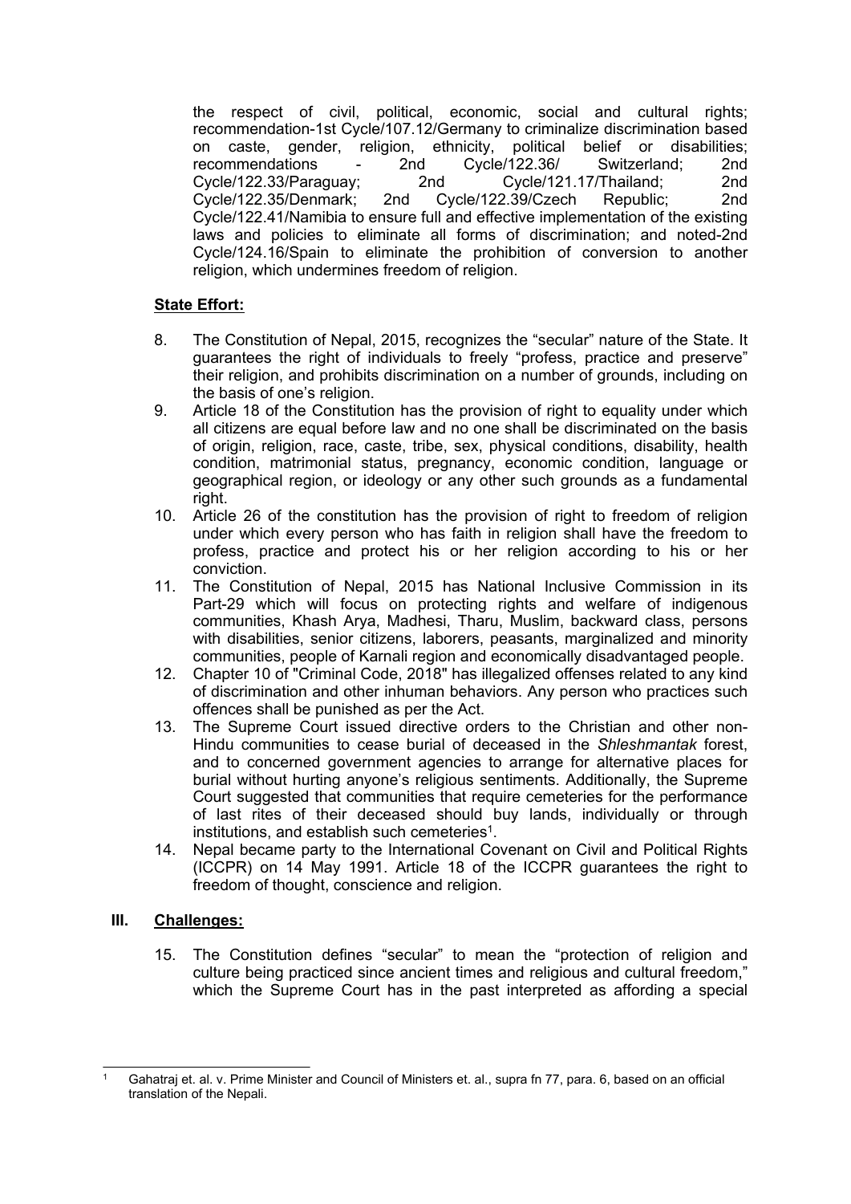the respect of civil, political, economic, social and cultural rights; recommendation-1st Cycle/107.12/Germany to criminalize discrimination based on caste, gender, religion, ethnicity, political belief or disabilities; recommendations - 2nd Cycle/122.36/ Switzerland; 2nd Cycle/122.33/Paraguay; 2nd Cycle/121.17/Thailand; 2nd Cycle/122.35/Denmark; 2nd Cycle/122.39/Czech Republic; 2nd Cycle/122.41/Namibia to ensure full and effective implementation of the existing laws and policies to eliminate all forms of discrimination; and noted-2nd Cycle/124.16/Spain to eliminate the prohibition of conversion to another religion, which undermines freedom of religion.

**State Effort:**

8. The Constitution of Nepal, 2015, recognizes the "secular" nature of the State. It guarantees the right of individuals to freely "profess, practice and preserve" their religion, and prohibits discrimination on a number of grounds, including on the basis of one's religion.
9. Article 18 of the Constitution has the provision of right to equality under which all citizens are equal before law and no one shall be discriminated on the basis of origin, religion, race, caste, tribe, sex, physical conditions, disability, health condition, matrimonial status, pregnancy, economic condition, language or geographical region, or ideology or any other such grounds as a fundamental right.
10. Article 26 of the constitution has the provision of right to freedom of religion under which every person who has faith in religion shall have the freedom to profess, practice and protect his or her religion according to his or her conviction.
11. The Constitution of Nepal, 2015 has National Inclusive Commission in its Part-29 which will focus on protecting rights and welfare of indigenous communities, Khash Arya, Madhesi, Tharu, Muslim, backward class, persons with disabilities, senior citizens, laborers, peasants, marginalized and minority communities, people of Karnali region and economically disadvantaged people.
12. Chapter 10 of "Criminal Code, 2018" has illegalized offenses related to any kind of discrimination and other inhuman behaviors. Any person who practices such offences shall be punished as per the Act.
13. The Supreme Court issued directive orders to the Christian and other non-Hindu communities to cease burial of deceased in the *Shleshmantak* forest, and to concerned government agencies to arrange for alternative places for burial without hurting anyone's religious sentiments. Additionally, the Supreme Court suggested that communities that require cemeteries for the performance of last rites of their deceased should buy lands, individually or through institutions, and establish such cemeteries[1].
14. Nepal became party to the International Covenant on Civil and Political Rights (ICCPR) on 14 May 1991. Article 18 of the ICCPR guarantees the right to freedom of thought, conscience and religion.

## III. Challenges:

15. The Constitution defines "secular" to mean the "protection of religion and culture being practiced since ancient times and religious and cultural freedom," which the Supreme Court has in the past interpreted as affording a special

---

[1] Gahatraj et. al. v. Prime Minister and Council of Ministers et. al., supra fn 77, para. 6, based on an official translation of the Nepali.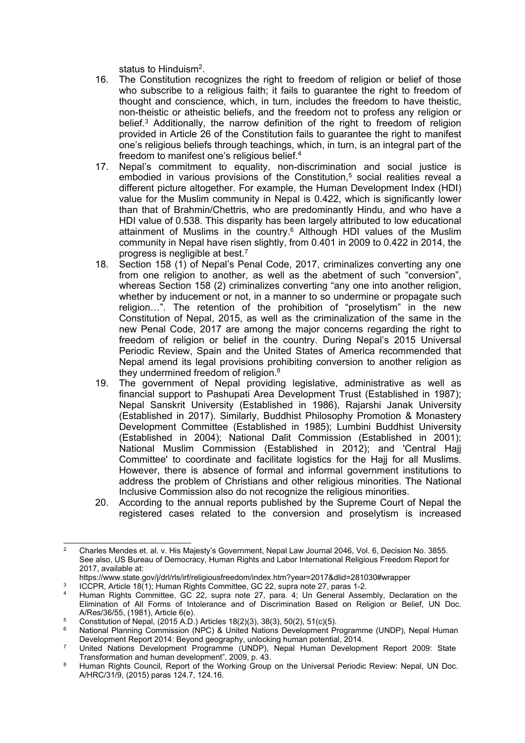status to Hinduism[2].

16. The Constitution recognizes the right to freedom of religion or belief of those who subscribe to a religious faith; it fails to guarantee the right to freedom of thought and conscience, which, in turn, includes the freedom to have theistic, non-theistic or atheistic beliefs, and the freedom not to profess any religion or belief.[3] Additionally, the narrow definition of the right to freedom of religion provided in Article 26 of the Constitution fails to guarantee the right to manifest one's religious beliefs through teachings, which, in turn, is an integral part of the freedom to manifest one's religious belief.[4]
17. Nepal's commitment to equality, non-discrimination and social justice is embodied in various provisions of the Constitution,[5] social realities reveal a different picture altogether. For example, the Human Development Index (HDI) value for the Muslim community in Nepal is 0.422, which is significantly lower than that of Brahmin/Chettris, who are predominantly Hindu, and who have a HDI value of 0.538. This disparity has been largely attributed to low educational attainment of Muslims in the country.[6] Although HDI values of the Muslim community in Nepal have risen slightly, from 0.401 in 2009 to 0.422 in 2014, the progress is negligible at best.[7]
18. Section 158 (1) of Nepal's Penal Code, 2017, criminalizes converting any one from one religion to another, as well as the abetment of such "conversion", whereas Section 158 (2) criminalizes converting "any one into another religion, whether by inducement or not, in a manner to so undermine or propagate such religion…". The retention of the prohibition of "proselytism" in the new Constitution of Nepal, 2015, as well as the criminalization of the same in the new Penal Code, 2017 are among the major concerns regarding the right to freedom of religion or belief in the country. During Nepal's 2015 Universal Periodic Review, Spain and the United States of America recommended that Nepal amend its legal provisions prohibiting conversion to another religion as they undermined freedom of religion.[8]
19. The government of Nepal providing legislative, administrative as well as financial support to Pashupati Area Development Trust (Established in 1987); Nepal Sanskrit University (Established in 1986), Rajarshi Janak University (Established in 2017). Similarly, Buddhist Philosophy Promotion & Monastery Development Committee (Established in 1985); Lumbini Buddhist University (Established in 2004); National Dalit Commission (Established in 2001); National Muslim Commission (Established in 2012); and 'Central Hajj Committee' to coordinate and facilitate logistics for the Hajj for all Muslims. However, there is absence of formal and informal government institutions to address the problem of Christians and other religious minorities. The National Inclusive Commission also do not recognize the religious minorities.
20. According to the annual reports published by the Supreme Court of Nepal the registered cases related to the conversion and proselytism is increased

---

[2] Charles Mendes et. al. v. His Majesty's Government, Nepal Law Journal 2046, Vol. 6, Decision No. 3855. See also, US Bureau of Democracy, Human Rights and Labor International Religious Freedom Report for 2017, available at: https://www.state.gov/j/drl/rls/irf/religiousfreedom/index.htm?year=2017&dlid=281030#wrapper

[3] ICCPR, Article 18(1); Human Rights Committee, GC 22, supra note 27, paras 1-2.

[4] Human Rights Committee, GC 22, supra note 27, para. 4; Un General Assembly, Declaration on the Elimination of All Forms of Intolerance and of Discrimination Based on Religion or Belief, UN Doc. A/Res/36/55, (1981), Article 6(e).

[5] Constitution of Nepal, (2015 A.D.) Articles 18(2)(3), 38(3), 50(2), 51(c)(5).

[6] National Planning Commission (NPC) & United Nations Development Programme (UNDP), Nepal Human Development Report 2014: Beyond geography, unlocking human potential, 2014.

[7] United Nations Development Programme (UNDP), Nepal Human Development Report 2009: State Transformation and human development", 2009, p. 43.

[8] Human Rights Council, Report of the Working Group on the Universal Periodic Review: Nepal, UN Doc. A/HRC/31/9, (2015) paras 124.7, 124.16.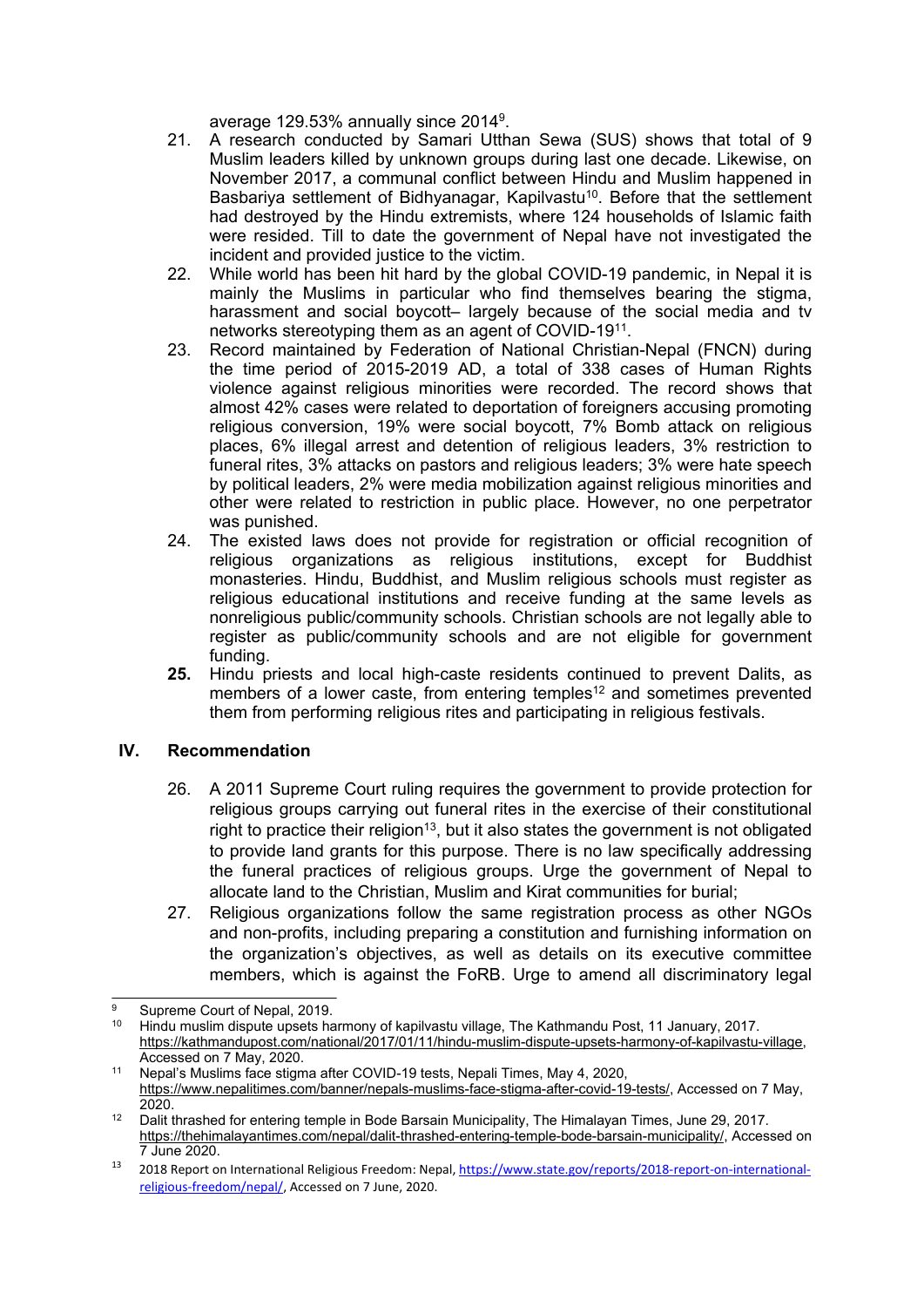average 129.53% annually since 2014[9].

21. A research conducted by Samari Utthan Sewa (SUS) shows that total of 9 Muslim leaders killed by unknown groups during last one decade. Likewise, on November 2017, a communal conflict between Hindu and Muslim happened in Basbariya settlement of Bidhyanagar, Kapilvastu[10]. Before that the settlement had destroyed by the Hindu extremists, where 124 households of Islamic faith were resided. Till to date the government of Nepal have not investigated the incident and provided justice to the victim.
22. While world has been hit hard by the global COVID-19 pandemic, in Nepal it is mainly the Muslims in particular who find themselves bearing the stigma, harassment and social boycott– largely because of the social media and tv networks stereotyping them as an agent of COVID-19[11].
23. Record maintained by Federation of National Christian-Nepal (FNCN) during the time period of 2015-2019 AD, a total of 338 cases of Human Rights violence against religious minorities were recorded. The record shows that almost 42% cases were related to deportation of foreigners accusing promoting religious conversion, 19% were social boycott, 7% Bomb attack on religious places, 6% illegal arrest and detention of religious leaders, 3% restriction to funeral rites, 3% attacks on pastors and religious leaders; 3% were hate speech by political leaders, 2% were media mobilization against religious minorities and other were related to restriction in public place. However, no one perpetrator was punished.
24. The existed laws does not provide for registration or official recognition of religious organizations as religious institutions, except for Buddhist monasteries. Hindu, Buddhist, and Muslim religious schools must register as religious educational institutions and receive funding at the same levels as nonreligious public/community schools. Christian schools are not legally able to register as public/community schools and are not eligible for government funding.
25. Hindu priests and local high-caste residents continued to prevent Dalits, as members of a lower caste, from entering temples[12] and sometimes prevented them from performing religious rites and participating in religious festivals.

## IV. Recommendation

26. A 2011 Supreme Court ruling requires the government to provide protection for religious groups carrying out funeral rites in the exercise of their constitutional right to practice their religion[13], but it also states the government is not obligated to provide land grants for this purpose. There is no law specifically addressing the funeral practices of religious groups. Urge the government of Nepal to allocate land to the Christian, Muslim and Kirat communities for burial;
27. Religious organizations follow the same registration process as other NGOs and non-profits, including preparing a constitution and furnishing information on the organization's objectives, as well as details on its executive committee members, which is against the FoRB. Urge to amend all discriminatory legal

---

[9] Supreme Court of Nepal, 2019.

[10] Hindu muslim dispute upsets harmony of kapilvastu village, The Kathmandu Post, 11 January, 2017. https://kathmandupost.com/national/2017/01/11/hindu-muslim-dispute-upsets-harmony-of-kapilvastu-village, Accessed on 7 May, 2020.

[11] Nepal's Muslims face stigma after COVID-19 tests, Nepali Times, May 4, 2020, https://www.nepalitimes.com/banner/nepals-muslims-face-stigma-after-covid-19-tests/, Accessed on 7 May, 2020.

[12] Dalit thrashed for entering temple in Bode Barsain Municipality, The Himalayan Times, June 29, 2017. https://thehimalayantimes.com/nepal/dalit-thrashed-entering-temple-bode-barsain-municipality/, Accessed on 7 June 2020.

[13] 2018 Report on International Religious Freedom: Nepal, https://www.state.gov/reports/2018-report-on-international-religious-freedom/nepal/, Accessed on 7 June, 2020.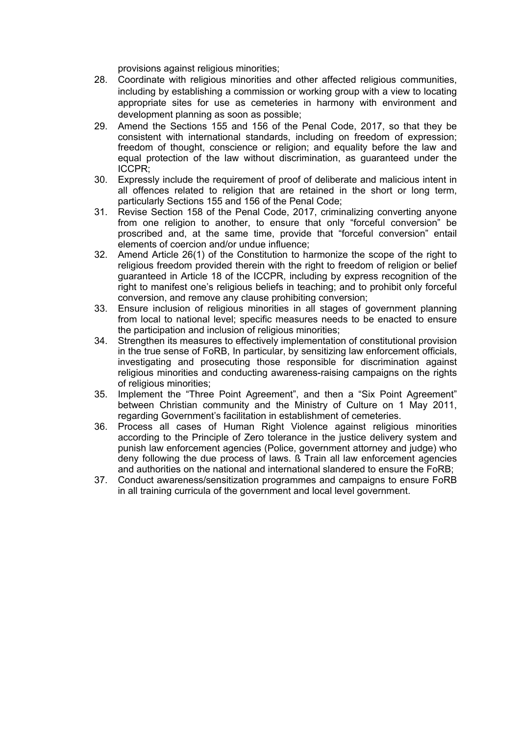provisions against religious minorities;

28. Coordinate with religious minorities and other affected religious communities, including by establishing a commission or working group with a view to locating appropriate sites for use as cemeteries in harmony with environment and development planning as soon as possible;
29. Amend the Sections 155 and 156 of the Penal Code, 2017, so that they be consistent with international standards, including on freedom of expression; freedom of thought, conscience or religion; and equality before the law and equal protection of the law without discrimination, as guaranteed under the ICCPR;
30. Expressly include the requirement of proof of deliberate and malicious intent in all offences related to religion that are retained in the short or long term, particularly Sections 155 and 156 of the Penal Code;
31. Revise Section 158 of the Penal Code, 2017, criminalizing converting anyone from one religion to another, to ensure that only "forceful conversion" be proscribed and, at the same time, provide that "forceful conversion" entail elements of coercion and/or undue influence;
32. Amend Article 26(1) of the Constitution to harmonize the scope of the right to religious freedom provided therein with the right to freedom of religion or belief guaranteed in Article 18 of the ICCPR, including by express recognition of the right to manifest one's religious beliefs in teaching; and to prohibit only forceful conversion, and remove any clause prohibiting conversion;
33. Ensure inclusion of religious minorities in all stages of government planning from local to national level; specific measures needs to be enacted to ensure the participation and inclusion of religious minorities;
34. Strengthen its measures to effectively implementation of constitutional provision in the true sense of FoRB, In particular, by sensitizing law enforcement officials, investigating and prosecuting those responsible for discrimination against religious minorities and conducting awareness-raising campaigns on the rights of religious minorities;
35. Implement the "Three Point Agreement", and then a "Six Point Agreement" between Christian community and the Ministry of Culture on 1 May 2011, regarding Government's facilitation in establishment of cemeteries.
36. Process all cases of Human Right Violence against religious minorities according to the Principle of Zero tolerance in the justice delivery system and punish law enforcement agencies (Police, government attorney and judge) who deny following the due process of laws. ß Train all law enforcement agencies and authorities on the national and international slandered to ensure the FoRB;
37. Conduct awareness/sensitization programmes and campaigns to ensure FoRB in all training curricula of the government and local level government.